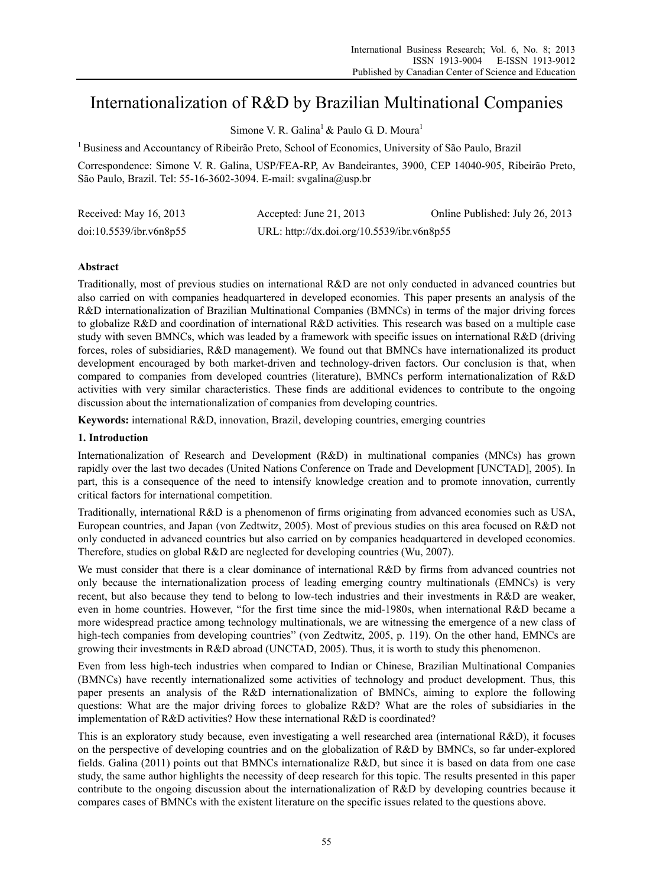# Internationalization of R&D by Brazilian Multinational Companies

Simone V. R. Galina[1] & Paulo G. D. Moura[1]

[1] Business and Accountancy of Ribeirão Preto, School of Economics, University of São Paulo, Brazil

Correspondence: Simone V. R. Galina, USP/FEA-RP, Av Bandeirantes, 3900, CEP 14040-905, Ribeirão Preto, São Paulo, Brazil. Tel: 55-16-3602-3094. E-mail: svgalina@usp.br

| | | |
|---|---|---|
| Received: May 16, 2013 | Accepted: June 21, 2013 | Online Published: July 26, 2013 |
| doi:10.5539/ibr.v6n8p55 | URL: http://dx.doi.org/10.5539/ibr.v6n8p55 | |

## Abstract

Traditionally, most of previous studies on international R&D are not only conducted in advanced countries but also carried on with companies headquartered in developed economies. This paper presents an analysis of the R&D internationalization of Brazilian Multinational Companies (BMNCs) in terms of the major driving forces to globalize R&D and coordination of international R&D activities. This research was based on a multiple case study with seven BMNCs, which was leaded by a framework with specific issues on international R&D (driving forces, roles of subsidiaries, R&D management). We found out that BMNCs have internationalized its product development encouraged by both market-driven and technology-driven factors. Our conclusion is that, when compared to companies from developed countries (literature), BMNCs perform internationalization of R&D activities with very similar characteristics. These finds are additional evidences to contribute to the ongoing discussion about the internationalization of companies from developing countries.

**Keywords:** international R&D, innovation, Brazil, developing countries, emerging countries

## 1. Introduction

Internationalization of Research and Development (R&D) in multinational companies (MNCs) has grown rapidly over the last two decades (United Nations Conference on Trade and Development [UNCTAD], 2005). In part, this is a consequence of the need to intensify knowledge creation and to promote innovation, currently critical factors for international competition.

Traditionally, international R&D is a phenomenon of firms originating from advanced economies such as USA, European countries, and Japan (von Zedtwitz, 2005). Most of previous studies on this area focused on R&D not only conducted in advanced countries but also carried on by companies headquartered in developed economies. Therefore, studies on global R&D are neglected for developing countries (Wu, 2007).

We must consider that there is a clear dominance of international R&D by firms from advanced countries not only because the internationalization process of leading emerging country multinationals (EMNCs) is very recent, but also because they tend to belong to low-tech industries and their investments in R&D are weaker, even in home countries. However, "for the first time since the mid-1980s, when international R&D became a more widespread practice among technology multinationals, we are witnessing the emergence of a new class of high-tech companies from developing countries" (von Zedtwitz, 2005, p. 119). On the other hand, EMNCs are growing their investments in R&D abroad (UNCTAD, 2005). Thus, it is worth to study this phenomenon.

Even from less high-tech industries when compared to Indian or Chinese, Brazilian Multinational Companies (BMNCs) have recently internationalized some activities of technology and product development. Thus, this paper presents an analysis of the R&D internationalization of BMNCs, aiming to explore the following questions: What are the major driving forces to globalize R&D? What are the roles of subsidiaries in the implementation of R&D activities? How these international R&D is coordinated?

This is an exploratory study because, even investigating a well researched area (international R&D), it focuses on the perspective of developing countries and on the globalization of R&D by BMNCs, so far under-explored fields. Galina (2011) points out that BMNCs internationalize R&D, but since it is based on data from one case study, the same author highlights the necessity of deep research for this topic. The results presented in this paper contribute to the ongoing discussion about the internationalization of R&D by developing countries because it compares cases of BMNCs with the existent literature on the specific issues related to the questions above.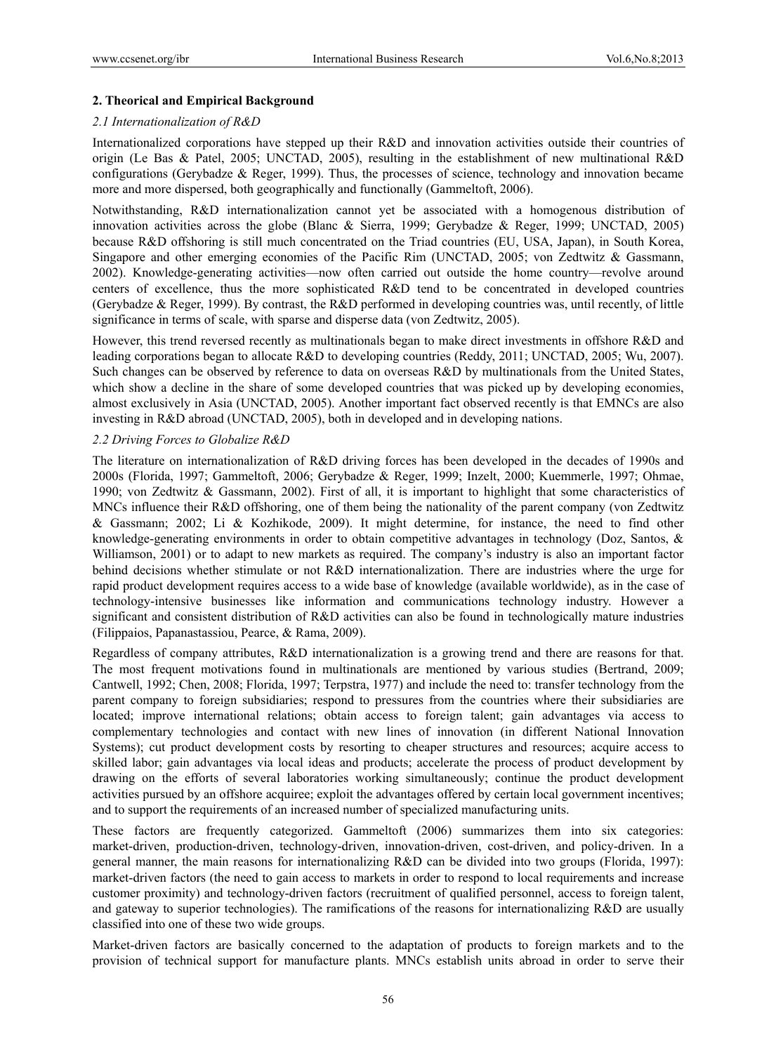## 2. Theorical and Empirical Background

### *2.1 Internationalization of R&D*

Internationalized corporations have stepped up their R&D and innovation activities outside their countries of origin (Le Bas & Patel, 2005; UNCTAD, 2005), resulting in the establishment of new multinational R&D configurations (Gerybadze & Reger, 1999). Thus, the processes of science, technology and innovation became more and more dispersed, both geographically and functionally (Gammeltoft, 2006).

Notwithstanding, R&D internationalization cannot yet be associated with a homogenous distribution of innovation activities across the globe (Blanc & Sierra, 1999; Gerybadze & Reger, 1999; UNCTAD, 2005) because R&D offshoring is still much concentrated on the Triad countries (EU, USA, Japan), in South Korea, Singapore and other emerging economies of the Pacific Rim (UNCTAD, 2005; von Zedtwitz & Gassmann, 2002). Knowledge-generating activities—now often carried out outside the home country—revolve around centers of excellence, thus the more sophisticated R&D tend to be concentrated in developed countries (Gerybadze & Reger, 1999). By contrast, the R&D performed in developing countries was, until recently, of little significance in terms of scale, with sparse and disperse data (von Zedtwitz, 2005).

However, this trend reversed recently as multinationals began to make direct investments in offshore R&D and leading corporations began to allocate R&D to developing countries (Reddy, 2011; UNCTAD, 2005; Wu, 2007). Such changes can be observed by reference to data on overseas R&D by multinationals from the United States, which show a decline in the share of some developed countries that was picked up by developing economies, almost exclusively in Asia (UNCTAD, 2005). Another important fact observed recently is that EMNCs are also investing in R&D abroad (UNCTAD, 2005), both in developed and in developing nations.

### *2.2 Driving Forces to Globalize R&D*

The literature on internationalization of R&D driving forces has been developed in the decades of 1990s and 2000s (Florida, 1997; Gammeltoft, 2006; Gerybadze & Reger, 1999; Inzelt, 2000; Kuemmerle, 1997; Ohmae, 1990; von Zedtwitz & Gassmann, 2002). First of all, it is important to highlight that some characteristics of MNCs influence their R&D offshoring, one of them being the nationality of the parent company (von Zedtwitz & Gassmann; 2002; Li & Kozhikode, 2009). It might determine, for instance, the need to find other knowledge-generating environments in order to obtain competitive advantages in technology (Doz, Santos, & Williamson, 2001) or to adapt to new markets as required. The company's industry is also an important factor behind decisions whether stimulate or not R&D internationalization. There are industries where the urge for rapid product development requires access to a wide base of knowledge (available worldwide), as in the case of technology-intensive businesses like information and communications technology industry. However a significant and consistent distribution of R&D activities can also be found in technologically mature industries (Filippaios, Papanastassiou, Pearce, & Rama, 2009).

Regardless of company attributes, R&D internationalization is a growing trend and there are reasons for that. The most frequent motivations found in multinationals are mentioned by various studies (Bertrand, 2009; Cantwell, 1992; Chen, 2008; Florida, 1997; Terpstra, 1977) and include the need to: transfer technology from the parent company to foreign subsidiaries; respond to pressures from the countries where their subsidiaries are located; improve international relations; obtain access to foreign talent; gain advantages via access to complementary technologies and contact with new lines of innovation (in different National Innovation Systems); cut product development costs by resorting to cheaper structures and resources; acquire access to skilled labor; gain advantages via local ideas and products; accelerate the process of product development by drawing on the efforts of several laboratories working simultaneously; continue the product development activities pursued by an offshore acquiree; exploit the advantages offered by certain local government incentives; and to support the requirements of an increased number of specialized manufacturing units.

These factors are frequently categorized. Gammeltoft (2006) summarizes them into six categories: market-driven, production-driven, technology-driven, innovation-driven, cost-driven, and policy-driven. In a general manner, the main reasons for internationalizing R&D can be divided into two groups (Florida, 1997): market-driven factors (the need to gain access to markets in order to respond to local requirements and increase customer proximity) and technology-driven factors (recruitment of qualified personnel, access to foreign talent, and gateway to superior technologies). The ramifications of the reasons for internationalizing R&D are usually classified into one of these two wide groups.

Market-driven factors are basically concerned to the adaptation of products to foreign markets and to the provision of technical support for manufacture plants. MNCs establish units abroad in order to serve their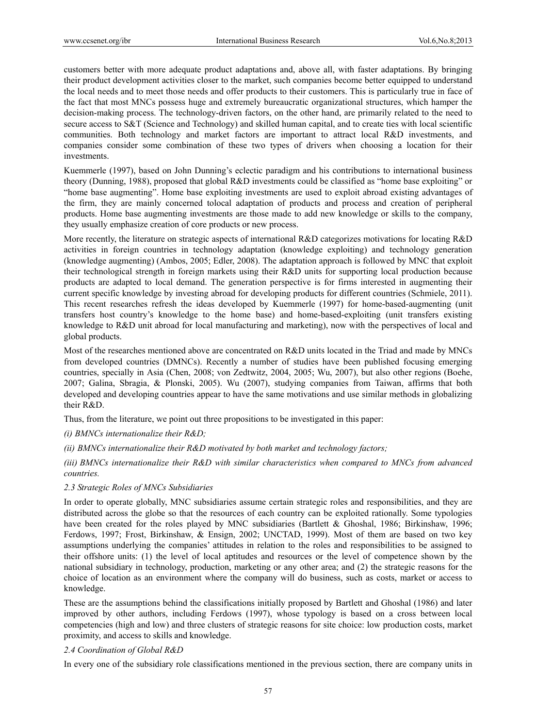customers better with more adequate product adaptations and, above all, with faster adaptations. By bringing their product development activities closer to the market, such companies become better equipped to understand the local needs and to meet those needs and offer products to their customers. This is particularly true in face of the fact that most MNCs possess huge and extremely bureaucratic organizational structures, which hamper the decision-making process. The technology-driven factors, on the other hand, are primarily related to the need to secure access to S&T (Science and Technology) and skilled human capital, and to create ties with local scientific communities. Both technology and market factors are important to attract local R&D investments, and companies consider some combination of these two types of drivers when choosing a location for their investments.

Kuemmerle (1997), based on John Dunning's eclectic paradigm and his contributions to international business theory (Dunning, 1988), proposed that global R&D investments could be classified as "home base exploiting" or "home base augmenting". Home base exploiting investments are used to exploit abroad existing advantages of the firm, they are mainly concerned tolocal adaptation of products and process and creation of peripheral products. Home base augmenting investments are those made to add new knowledge or skills to the company, they usually emphasize creation of core products or new process.

More recently, the literature on strategic aspects of international R&D categorizes motivations for locating R&D activities in foreign countries in technology adaptation (knowledge exploiting) and technology generation (knowledge augmenting) (Ambos, 2005; Edler, 2008). The adaptation approach is followed by MNC that exploit their technological strength in foreign markets using their R&D units for supporting local production because products are adapted to local demand. The generation perspective is for firms interested in augmenting their current specific knowledge by investing abroad for developing products for different countries (Schmiele, 2011). This recent researches refresh the ideas developed by Kuemmerle (1997) for home-based-augmenting (unit transfers host country's knowledge to the home base) and home-based-exploiting (unit transfers existing knowledge to R&D unit abroad for local manufacturing and marketing), now with the perspectives of local and global products.

Most of the researches mentioned above are concentrated on R&D units located in the Triad and made by MNCs from developed countries (DMNCs). Recently a number of studies have been published focusing emerging countries, specially in Asia (Chen, 2008; von Zedtwitz, 2004, 2005; Wu, 2007), but also other regions (Boehe, 2007; Galina, Sbragia, & Plonski, 2005). Wu (2007), studying companies from Taiwan, affirms that both developed and developing countries appear to have the same motivations and use similar methods in globalizing their R&D.

Thus, from the literature, we point out three propositions to be investigated in this paper:

*(i) BMNCs internationalize their R&D;*

*(ii) BMNCs internationalize their R&D motivated by both market and technology factors;*

*(iii) BMNCs internationalize their R&D with similar characteristics when compared to MNCs from advanced countries.*

### *2.3 Strategic Roles of MNCs Subsidiaries*

In order to operate globally, MNC subsidiaries assume certain strategic roles and responsibilities, and they are distributed across the globe so that the resources of each country can be exploited rationally. Some typologies have been created for the roles played by MNC subsidiaries (Bartlett & Ghoshal, 1986; Birkinshaw, 1996; Ferdows, 1997; Frost, Birkinshaw, & Ensign, 2002; UNCTAD, 1999). Most of them are based on two key assumptions underlying the companies' attitudes in relation to the roles and responsibilities to be assigned to their offshore units: (1) the level of local aptitudes and resources or the level of competence shown by the national subsidiary in technology, production, marketing or any other area; and (2) the strategic reasons for the choice of location as an environment where the company will do business, such as costs, market or access to knowledge.

These are the assumptions behind the classifications initially proposed by Bartlett and Ghoshal (1986) and later improved by other authors, including Ferdows (1997), whose typology is based on a cross between local competencies (high and low) and three clusters of strategic reasons for site choice: low production costs, market proximity, and access to skills and knowledge.

### *2.4 Coordination of Global R&D*

In every one of the subsidiary role classifications mentioned in the previous section, there are company units in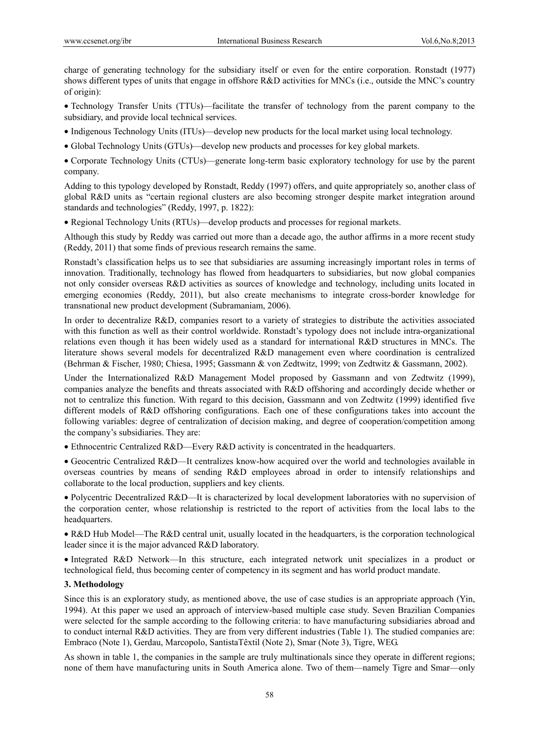charge of generating technology for the subsidiary itself or even for the entire corporation. Ronstadt (1977) shows different types of units that engage in offshore R&D activities for MNCs (i.e., outside the MNC's country of origin):

- Technology Transfer Units (TTUs)—facilitate the transfer of technology from the parent company to the subsidiary, and provide local technical services.
- Indigenous Technology Units (ITUs)—develop new products for the local market using local technology.
- Global Technology Units (GTUs)—develop new products and processes for key global markets.
- Corporate Technology Units (CTUs)—generate long-term basic exploratory technology for use by the parent company.

Adding to this typology developed by Ronstadt, Reddy (1997) offers, and quite appropriately so, another class of global R&D units as "certain regional clusters are also becoming stronger despite market integration around standards and technologies" (Reddy, 1997, p. 1822):

- Regional Technology Units (RTUs)—develop products and processes for regional markets.

Although this study by Reddy was carried out more than a decade ago, the author affirms in a more recent study (Reddy, 2011) that some finds of previous research remains the same.

Ronstadt's classification helps us to see that subsidiaries are assuming increasingly important roles in terms of innovation. Traditionally, technology has flowed from headquarters to subsidiaries, but now global companies not only consider overseas R&D activities as sources of knowledge and technology, including units located in emerging economies (Reddy, 2011), but also create mechanisms to integrate cross-border knowledge for transnational new product development (Subramaniam, 2006).

In order to decentralize R&D, companies resort to a variety of strategies to distribute the activities associated with this function as well as their control worldwide. Ronstadt's typology does not include intra-organizational relations even though it has been widely used as a standard for international R&D structures in MNCs. The literature shows several models for decentralized R&D management even where coordination is centralized (Behrman & Fischer, 1980; Chiesa, 1995; Gassmann & von Zedtwitz, 1999; von Zedtwitz & Gassmann, 2002).

Under the Internationalized R&D Management Model proposed by Gassmann and von Zedtwitz (1999), companies analyze the benefits and threats associated with R&D offshoring and accordingly decide whether or not to centralize this function. With regard to this decision, Gassmann and von Zedtwitz (1999) identified five different models of R&D offshoring configurations. Each one of these configurations takes into account the following variables: degree of centralization of decision making, and degree of cooperation/competition among the company's subsidiaries. They are:

- Ethnocentric Centralized R&D—Every R&D activity is concentrated in the headquarters.
- Geocentric Centralized R&D—It centralizes know-how acquired over the world and technologies available in overseas countries by means of sending R&D employees abroad in order to intensify relationships and collaborate to the local production, suppliers and key clients.
- Polycentric Decentralized R&D—It is characterized by local development laboratories with no supervision of the corporation center, whose relationship is restricted to the report of activities from the local labs to the headquarters.
- R&D Hub Model—The R&D central unit, usually located in the headquarters, is the corporation technological leader since it is the major advanced R&D laboratory.
- Integrated R&D Network—In this structure, each integrated network unit specializes in a product or technological field, thus becoming center of competency in its segment and has world product mandate.

## 3. Methodology

Since this is an exploratory study, as mentioned above, the use of case studies is an appropriate approach (Yin, 1994). At this paper we used an approach of interview-based multiple case study. Seven Brazilian Companies were selected for the sample according to the following criteria: to have manufacturing subsidiaries abroad and to conduct internal R&D activities. They are from very different industries (Table 1). The studied companies are: Embraco (Note 1), Gerdau, Marcopolo, SantistaTêxtil (Note 2), Smar (Note 3), Tigre, WEG.

As shown in table 1, the companies in the sample are truly multinationals since they operate in different regions; none of them have manufacturing units in South America alone. Two of them—namely Tigre and Smar—only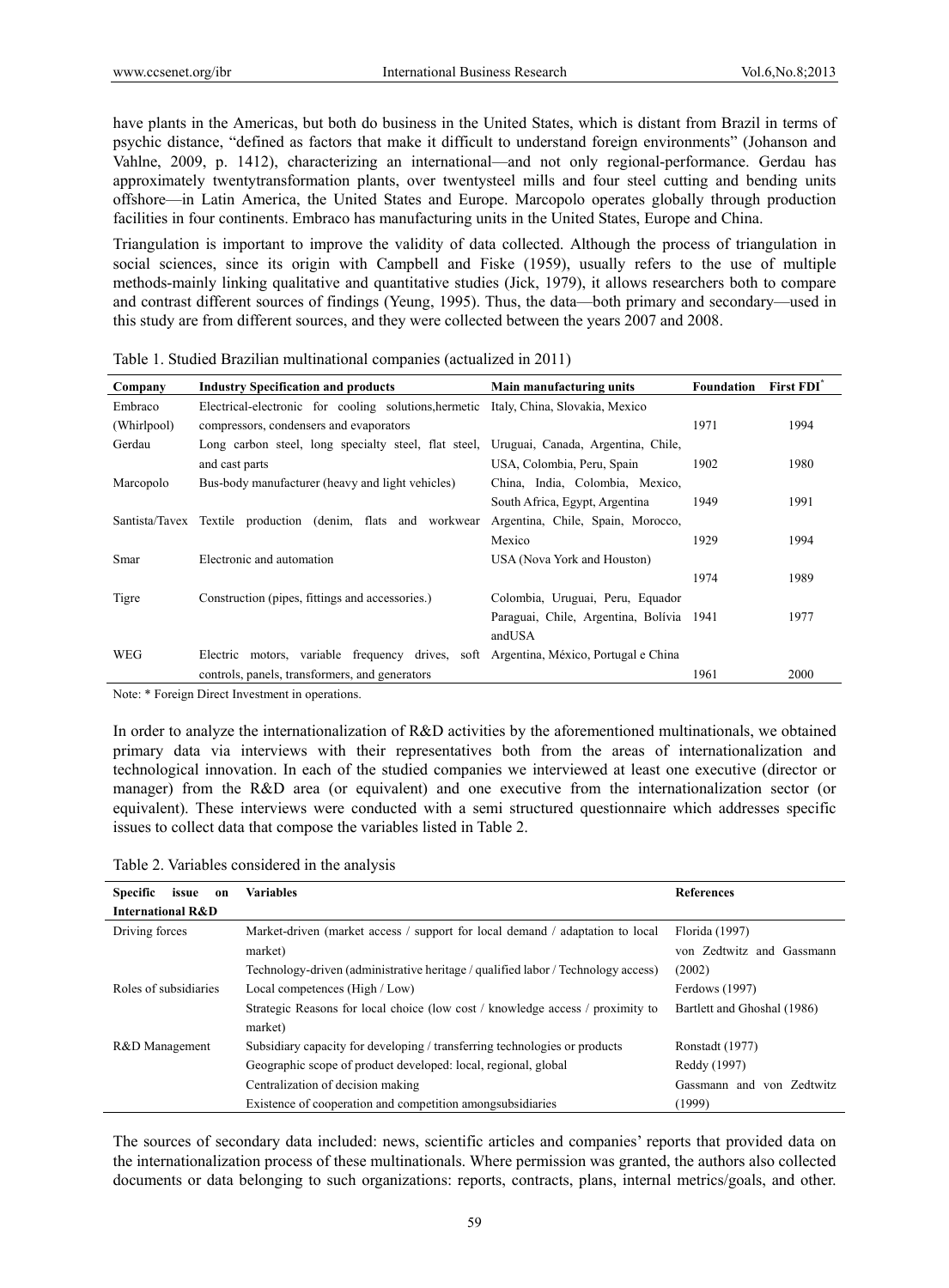have plants in the Americas, but both do business in the United States, which is distant from Brazil in terms of psychic distance, "defined as factors that make it difficult to understand foreign environments" (Johanson and Vahlne, 2009, p. 1412), characterizing an international—and not only regional-performance. Gerdau has approximately twentytransformation plants, over twentysteel mills and four steel cutting and bending units offshore—in Latin America, the United States and Europe. Marcopolo operates globally through production facilities in four continents. Embraco has manufacturing units in the United States, Europe and China.

Triangulation is important to improve the validity of data collected. Although the process of triangulation in social sciences, since its origin with Campbell and Fiske (1959), usually refers to the use of multiple methods-mainly linking qualitative and quantitative studies (Jick, 1979), it allows researchers both to compare and contrast different sources of findings (Yeung, 1995). Thus, the data—both primary and secondary—used in this study are from different sources, and they were collected between the years 2007 and 2008.

Table 1. Studied Brazilian multinational companies (actualized in 2011)

| Company | Industry Specification and products | Main manufacturing units | Foundation | First FDI* |
|---|---|---|---|---|
| Embraco (Whirlpool) | Electrical-electronic for cooling solutions,hermetic compressors, condensers and evaporators | Italy, China, Slovakia, Mexico | 1971 | 1994 |
| Gerdau | Long carbon steel, long specialty steel, flat steel, and cast parts | Uruguai, Canada, Argentina, Chile, USA, Colombia, Peru, Spain | 1902 | 1980 |
| Marcopolo | Bus-body manufacturer (heavy and light vehicles) | China, India, Colombia, Mexico, South Africa, Egypt, Argentina | 1949 | 1991 |
| Santista/Tavex | Textile production (denim, flats and workwear | Argentina, Chile, Spain, Morocco, Mexico | 1929 | 1994 |
| Smar | Electronic and automation | USA (Nova York and Houston) | 1974 | 1989 |
| Tigre | Construction (pipes, fittings and accessories.) | Colombia, Uruguai, Peru, Equador Paraguai, Chile, Argentina, Bolívia andUSA | 1941 | 1977 |
| WEG | Electric motors, variable frequency drives, soft controls, panels, transformers, and generators | Argentina, México, Portugal e China | 1961 | 2000 |

Note: * Foreign Direct Investment in operations.

In order to analyze the internationalization of R&D activities by the aforementioned multinationals, we obtained primary data via interviews with their representatives both from the areas of internationalization and technological innovation. In each of the studied companies we interviewed at least one executive (director or manager) from the R&D area (or equivalent) and one executive from the internationalization sector (or equivalent). These interviews were conducted with a semi structured questionnaire which addresses specific issues to collect data that compose the variables listed in Table 2.

Table 2. Variables considered in the analysis

| Specific issue on International R&D | Variables | References |
|---|---|---|
| Driving forces | Market-driven (market access / support for local demand / adaptation to local market) | Florida (1997) |
| | Technology-driven (administrative heritage / qualified labor / Technology access) | von Zedtwitz and Gassmann (2002) |
| Roles of subsidiaries | Local competences (High / Low) | Ferdows (1997) |
| | Strategic Reasons for local choice (low cost / knowledge access / proximity to market) | Bartlett and Ghoshal (1986) |
| R&D Management | Subsidiary capacity for developing / transferring technologies or products | Ronstadt (1977) |
| | Geographic scope of product developed: local, regional, global | Reddy (1997) |
| | Centralization of decision making | Gassmann and von Zedtwitz (1999) |
| | Existence of cooperation and competition amongsubsidiaries | |

The sources of secondary data included: news, scientific articles and companies' reports that provided data on the internationalization process of these multinationals. Where permission was granted, the authors also collected documents or data belonging to such organizations: reports, contracts, plans, internal metrics/goals, and other.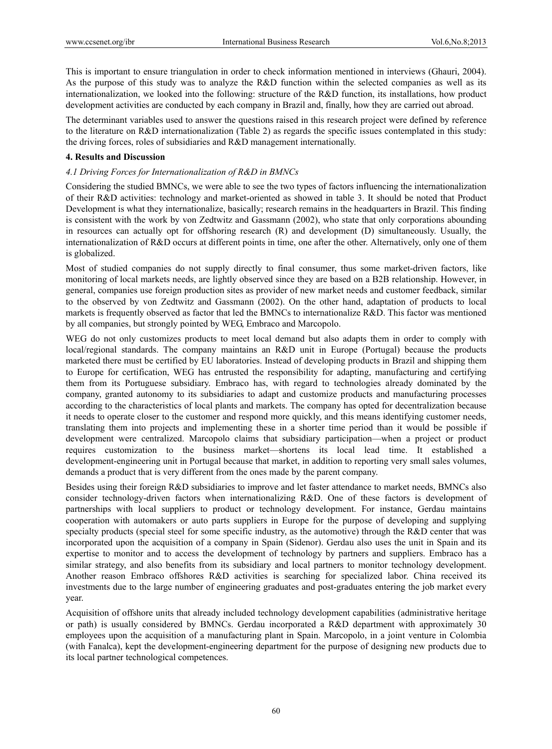This is important to ensure triangulation in order to check information mentioned in interviews (Ghauri, 2004). As the purpose of this study was to analyze the R&D function within the selected companies as well as its internationalization, we looked into the following: structure of the R&D function, its installations, how product development activities are conducted by each company in Brazil and, finally, how they are carried out abroad.

The determinant variables used to answer the questions raised in this research project were defined by reference to the literature on R&D internationalization (Table 2) as regards the specific issues contemplated in this study: the driving forces, roles of subsidiaries and R&D management internationally.

## 4. Results and Discussion

### *4.1 Driving Forces for Internationalization of R&D in BMNCs*

Considering the studied BMNCs, we were able to see the two types of factors influencing the internationalization of their R&D activities: technology and market-oriented as showed in table 3. It should be noted that Product Development is what they internationalize, basically; research remains in the headquarters in Brazil. This finding is consistent with the work by von Zedtwitz and Gassmann (2002), who state that only corporations abounding in resources can actually opt for offshoring research (R) and development (D) simultaneously. Usually, the internationalization of R&D occurs at different points in time, one after the other. Alternatively, only one of them is globalized.

Most of studied companies do not supply directly to final consumer, thus some market-driven factors, like monitoring of local markets needs, are lightly observed since they are based on a B2B relationship. However, in general, companies use foreign production sites as provider of new market needs and customer feedback, similar to the observed by von Zedtwitz and Gassmann (2002). On the other hand, adaptation of products to local markets is frequently observed as factor that led the BMNCs to internationalize R&D. This factor was mentioned by all companies, but strongly pointed by WEG, Embraco and Marcopolo.

WEG do not only customizes products to meet local demand but also adapts them in order to comply with local/regional standards. The company maintains an R&D unit in Europe (Portugal) because the products marketed there must be certified by EU laboratories. Instead of developing products in Brazil and shipping them to Europe for certification, WEG has entrusted the responsibility for adapting, manufacturing and certifying them from its Portuguese subsidiary. Embraco has, with regard to technologies already dominated by the company, granted autonomy to its subsidiaries to adapt and customize products and manufacturing processes according to the characteristics of local plants and markets. The company has opted for decentralization because it needs to operate closer to the customer and respond more quickly, and this means identifying customer needs, translating them into projects and implementing these in a shorter time period than it would be possible if development were centralized. Marcopolo claims that subsidiary participation—when a project or product requires customization to the business market—shortens its local lead time. It established a development-engineering unit in Portugal because that market, in addition to reporting very small sales volumes, demands a product that is very different from the ones made by the parent company.

Besides using their foreign R&D subsidiaries to improve and let faster attendance to market needs, BMNCs also consider technology-driven factors when internationalizing R&D. One of these factors is development of partnerships with local suppliers to product or technology development. For instance, Gerdau maintains cooperation with automakers or auto parts suppliers in Europe for the purpose of developing and supplying specialty products (special steel for some specific industry, as the automotive) through the R&D center that was incorporated upon the acquisition of a company in Spain (Sidenor). Gerdau also uses the unit in Spain and its expertise to monitor and to access the development of technology by partners and suppliers. Embraco has a similar strategy, and also benefits from its subsidiary and local partners to monitor technology development. Another reason Embraco offshores R&D activities is searching for specialized labor. China received its investments due to the large number of engineering graduates and post-graduates entering the job market every year.

Acquisition of offshore units that already included technology development capabilities (administrative heritage or path) is usually considered by BMNCs. Gerdau incorporated a R&D department with approximately 30 employees upon the acquisition of a manufacturing plant in Spain. Marcopolo, in a joint venture in Colombia (with Fanalca), kept the development-engineering department for the purpose of designing new products due to its local partner technological competences.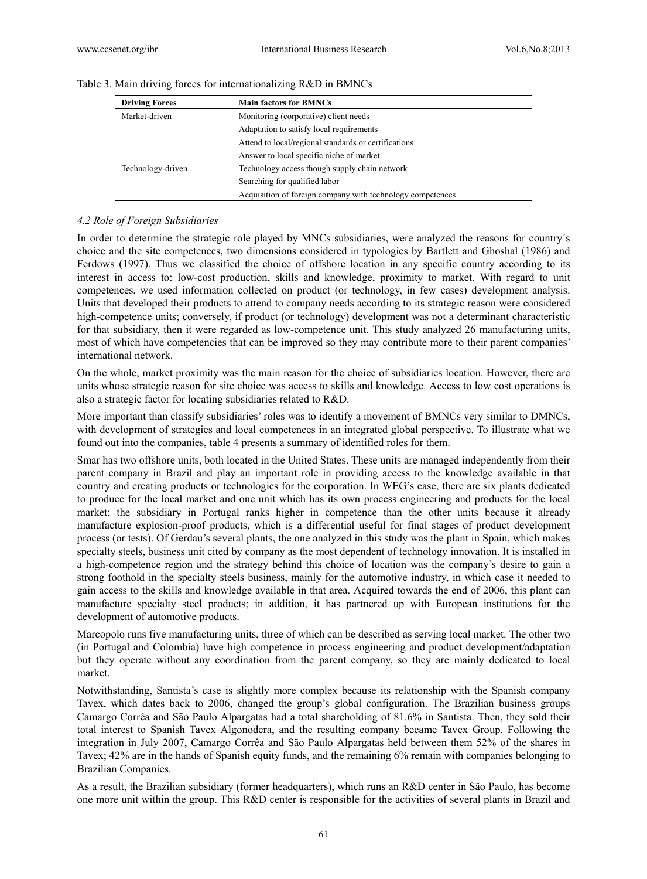Table 3. Main driving forces for internationalizing R&D in BMNCs

| Driving Forces | Main factors for BMNCs |
|---|---|
| Market-driven | Monitoring (corporative) client needs |
| | Adaptation to satisfy local requirements |
| | Attend to local/regional standards or certifications |
| | Answer to local specific niche of market |
| Technology-driven | Technology access though supply chain network |
| | Searching for qualified labor |
| | Acquisition of foreign company with technology competences |

### *4.2 Role of Foreign Subsidiaries*

In order to determine the strategic role played by MNCs subsidiaries, were analyzed the reasons for country´s choice and the site competences, two dimensions considered in typologies by Bartlett and Ghoshal (1986) and Ferdows (1997). Thus we classified the choice of offshore location in any specific country according to its interest in access to: low-cost production, skills and knowledge, proximity to market. With regard to unit competences, we used information collected on product (or technology, in few cases) development analysis. Units that developed their products to attend to company needs according to its strategic reason were considered high-competence units; conversely, if product (or technology) development was not a determinant characteristic for that subsidiary, then it were regarded as low-competence unit. This study analyzed 26 manufacturing units, most of which have competencies that can be improved so they may contribute more to their parent companies' international network.

On the whole, market proximity was the main reason for the choice of subsidiaries location. However, there are units whose strategic reason for site choice was access to skills and knowledge. Access to low cost operations is also a strategic factor for locating subsidiaries related to R&D.

More important than classify subsidiaries' roles was to identify a movement of BMNCs very similar to DMNCs, with development of strategies and local competences in an integrated global perspective. To illustrate what we found out into the companies, table 4 presents a summary of identified roles for them.

Smar has two offshore units, both located in the United States. These units are managed independently from their parent company in Brazil and play an important role in providing access to the knowledge available in that country and creating products or technologies for the corporation. In WEG's case, there are six plants dedicated to produce for the local market and one unit which has its own process engineering and products for the local market; the subsidiary in Portugal ranks higher in competence than the other units because it already manufacture explosion-proof products, which is a differential useful for final stages of product development process (or tests). Of Gerdau's several plants, the one analyzed in this study was the plant in Spain, which makes specialty steels, business unit cited by company as the most dependent of technology innovation. It is installed in a high-competence region and the strategy behind this choice of location was the company's desire to gain a strong foothold in the specialty steels business, mainly for the automotive industry, in which case it needed to gain access to the skills and knowledge available in that area. Acquired towards the end of 2006, this plant can manufacture specialty steel products; in addition, it has partnered up with European institutions for the development of automotive products.

Marcopolo runs five manufacturing units, three of which can be described as serving local market. The other two (in Portugal and Colombia) have high competence in process engineering and product development/adaptation but they operate without any coordination from the parent company, so they are mainly dedicated to local market.

Notwithstanding, Santista's case is slightly more complex because its relationship with the Spanish company Tavex, which dates back to 2006, changed the group's global configuration. The Brazilian business groups Camargo Corrêa and São Paulo Alpargatas had a total shareholding of 81.6% in Santista. Then, they sold their total interest to Spanish Tavex Algonodera, and the resulting company became Tavex Group. Following the integration in July 2007, Camargo Corrêa and São Paulo Alpargatas held between them 52% of the shares in Tavex; 42% are in the hands of Spanish equity funds, and the remaining 6% remain with companies belonging to Brazilian Companies.

As a result, the Brazilian subsidiary (former headquarters), which runs an R&D center in São Paulo, has become one more unit within the group. This R&D center is responsible for the activities of several plants in Brazil and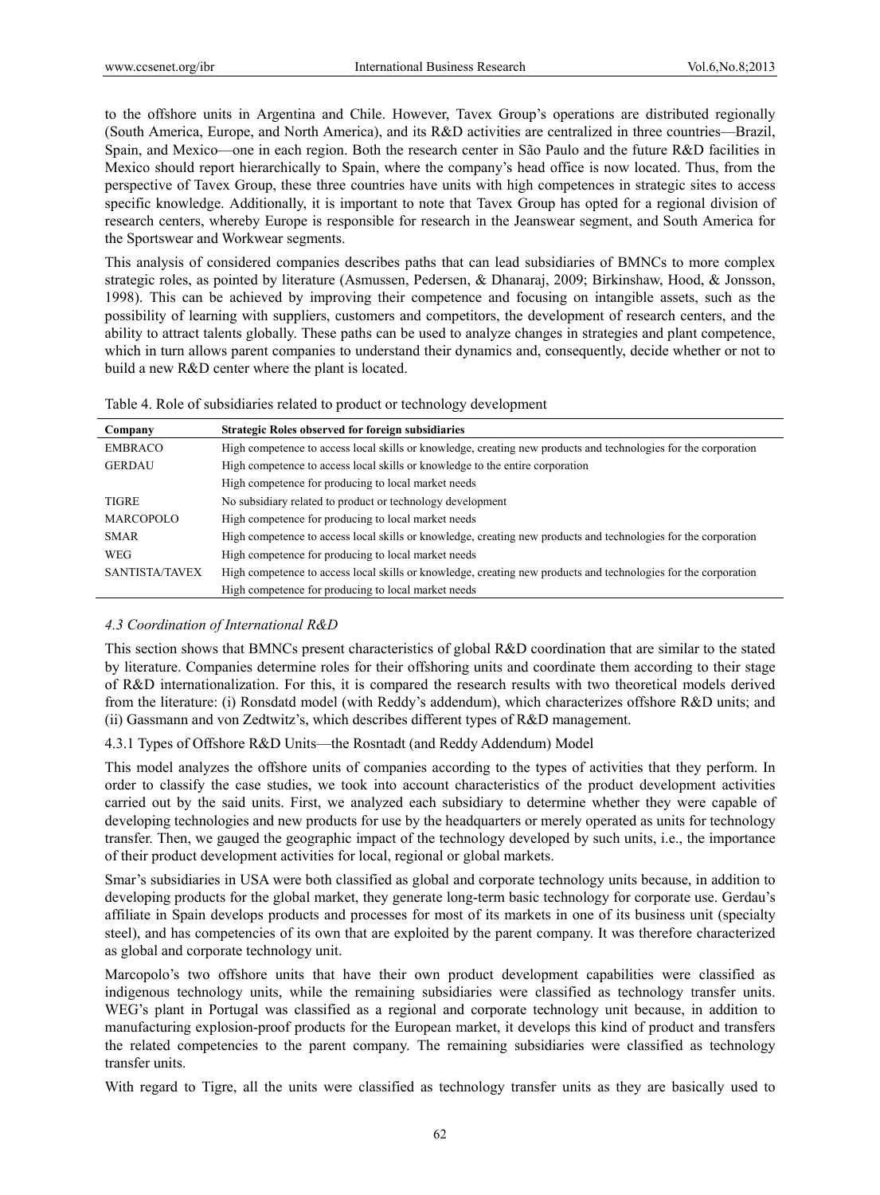to the offshore units in Argentina and Chile. However, Tavex Group's operations are distributed regionally (South America, Europe, and North America), and its R&D activities are centralized in three countries—Brazil, Spain, and Mexico—one in each region. Both the research center in São Paulo and the future R&D facilities in Mexico should report hierarchically to Spain, where the company's head office is now located. Thus, from the perspective of Tavex Group, these three countries have units with high competences in strategic sites to access specific knowledge. Additionally, it is important to note that Tavex Group has opted for a regional division of research centers, whereby Europe is responsible for research in the Jeanswear segment, and South America for the Sportswear and Workwear segments.

This analysis of considered companies describes paths that can lead subsidiaries of BMNCs to more complex strategic roles, as pointed by literature (Asmussen, Pedersen, & Dhanaraj, 2009; Birkinshaw, Hood, & Jonsson, 1998). This can be achieved by improving their competence and focusing on intangible assets, such as the possibility of learning with suppliers, customers and competitors, the development of research centers, and the ability to attract talents globally. These paths can be used to analyze changes in strategies and plant competence, which in turn allows parent companies to understand their dynamics and, consequently, decide whether or not to build a new R&D center where the plant is located.

Table 4. Role of subsidiaries related to product or technology development

| Company | Strategic Roles observed for foreign subsidiaries |
|---|---|
| EMBRACO | High competence to access local skills or knowledge, creating new products and technologies for the corporation |
| GERDAU | High competence to access local skills or knowledge to the entire corporation |
| | High competence for producing to local market needs |
| TIGRE | No subsidiary related to product or technology development |
| MARCOPOLO | High competence for producing to local market needs |
| SMAR | High competence to access local skills or knowledge, creating new products and technologies for the corporation |
| WEG | High competence for producing to local market needs |
| SANTISTA/TAVEX | High competence to access local skills or knowledge, creating new products and technologies for the corporation |
| | High competence for producing to local market needs |

### *4.3 Coordination of International R&D*

This section shows that BMNCs present characteristics of global R&D coordination that are similar to the stated by literature. Companies determine roles for their offshoring units and coordinate them according to their stage of R&D internationalization. For this, it is compared the research results with two theoretical models derived from the literature: (i) Ronsdatd model (with Reddy's addendum), which characterizes offshore R&D units; and (ii) Gassmann and von Zedtwitz's, which describes different types of R&D management.

#### 4.3.1 Types of Offshore R&D Units—the Rosntadt (and Reddy Addendum) Model

This model analyzes the offshore units of companies according to the types of activities that they perform. In order to classify the case studies, we took into account characteristics of the product development activities carried out by the said units. First, we analyzed each subsidiary to determine whether they were capable of developing technologies and new products for use by the headquarters or merely operated as units for technology transfer. Then, we gauged the geographic impact of the technology developed by such units, i.e., the importance of their product development activities for local, regional or global markets.

Smar's subsidiaries in USA were both classified as global and corporate technology units because, in addition to developing products for the global market, they generate long-term basic technology for corporate use. Gerdau's affiliate in Spain develops products and processes for most of its markets in one of its business unit (specialty steel), and has competencies of its own that are exploited by the parent company. It was therefore characterized as global and corporate technology unit.

Marcopolo's two offshore units that have their own product development capabilities were classified as indigenous technology units, while the remaining subsidiaries were classified as technology transfer units. WEG's plant in Portugal was classified as a regional and corporate technology unit because, in addition to manufacturing explosion-proof products for the European market, it develops this kind of product and transfers the related competencies to the parent company. The remaining subsidiaries were classified as technology transfer units.

With regard to Tigre, all the units were classified as technology transfer units as they are basically used to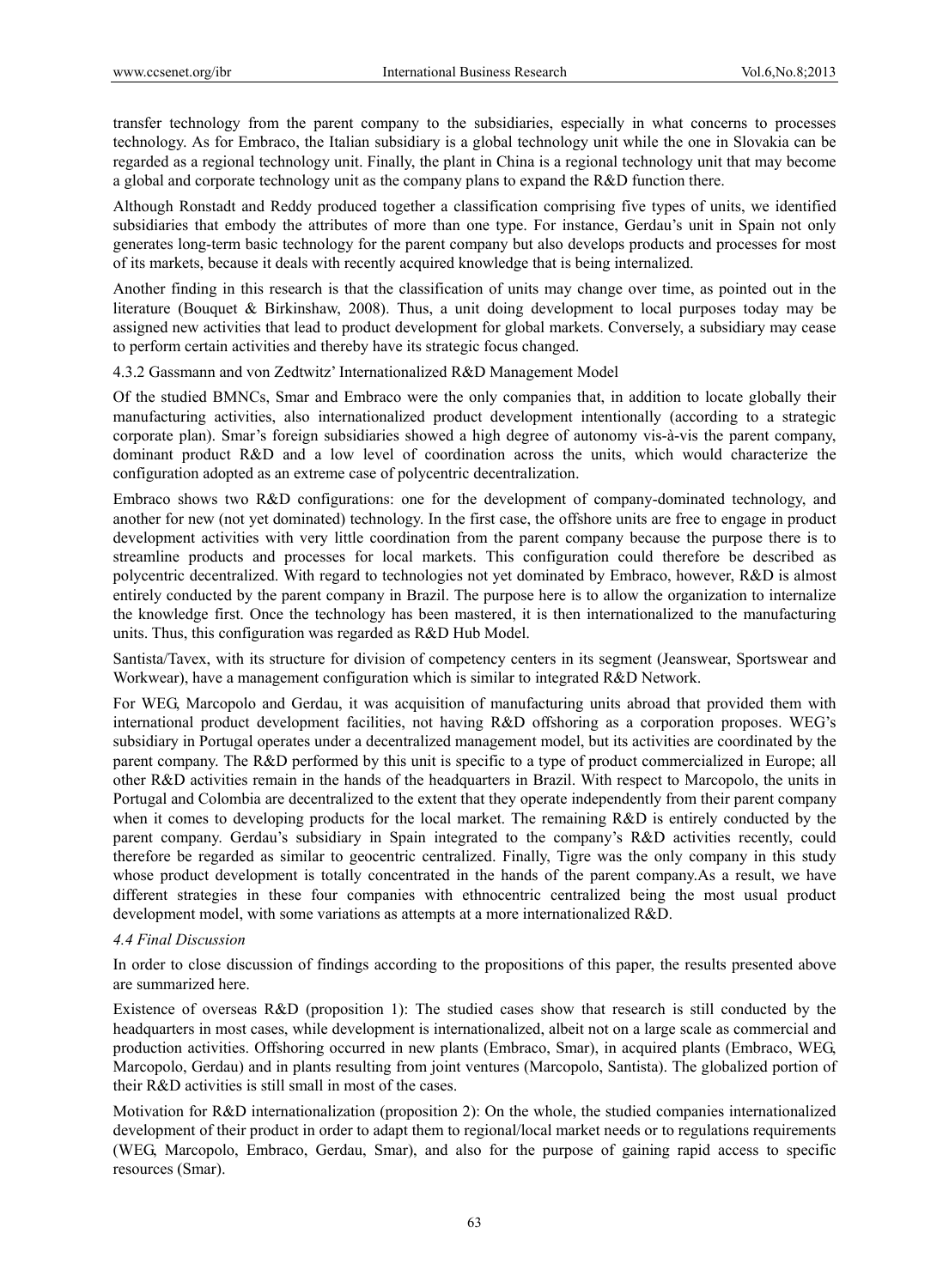transfer technology from the parent company to the subsidiaries, especially in what concerns to processes technology. As for Embraco, the Italian subsidiary is a global technology unit while the one in Slovakia can be regarded as a regional technology unit. Finally, the plant in China is a regional technology unit that may become a global and corporate technology unit as the company plans to expand the R&D function there.

Although Ronstadt and Reddy produced together a classification comprising five types of units, we identified subsidiaries that embody the attributes of more than one type. For instance, Gerdau's unit in Spain not only generates long-term basic technology for the parent company but also develops products and processes for most of its markets, because it deals with recently acquired knowledge that is being internalized.

Another finding in this research is that the classification of units may change over time, as pointed out in the literature (Bouquet & Birkinshaw, 2008). Thus, a unit doing development to local purposes today may be assigned new activities that lead to product development for global markets. Conversely, a subsidiary may cease to perform certain activities and thereby have its strategic focus changed.

#### 4.3.2 Gassmann and von Zedtwitz' Internationalized R&D Management Model

Of the studied BMNCs, Smar and Embraco were the only companies that, in addition to locate globally their manufacturing activities, also internationalized product development intentionally (according to a strategic corporate plan). Smar's foreign subsidiaries showed a high degree of autonomy vis-à-vis the parent company, dominant product R&D and a low level of coordination across the units, which would characterize the configuration adopted as an extreme case of polycentric decentralization.

Embraco shows two R&D configurations: one for the development of company-dominated technology, and another for new (not yet dominated) technology. In the first case, the offshore units are free to engage in product development activities with very little coordination from the parent company because the purpose there is to streamline products and processes for local markets. This configuration could therefore be described as polycentric decentralized. With regard to technologies not yet dominated by Embraco, however, R&D is almost entirely conducted by the parent company in Brazil. The purpose here is to allow the organization to internalize the knowledge first. Once the technology has been mastered, it is then internationalized to the manufacturing units. Thus, this configuration was regarded as R&D Hub Model.

Santista/Tavex, with its structure for division of competency centers in its segment (Jeanswear, Sportswear and Workwear), have a management configuration which is similar to integrated R&D Network.

For WEG, Marcopolo and Gerdau, it was acquisition of manufacturing units abroad that provided them with international product development facilities, not having R&D offshoring as a corporation proposes. WEG's subsidiary in Portugal operates under a decentralized management model, but its activities are coordinated by the parent company. The R&D performed by this unit is specific to a type of product commercialized in Europe; all other R&D activities remain in the hands of the headquarters in Brazil. With respect to Marcopolo, the units in Portugal and Colombia are decentralized to the extent that they operate independently from their parent company when it comes to developing products for the local market. The remaining R&D is entirely conducted by the parent company. Gerdau's subsidiary in Spain integrated to the company's R&D activities recently, could therefore be regarded as similar to geocentric centralized. Finally, Tigre was the only company in this study whose product development is totally concentrated in the hands of the parent company.As a result, we have different strategies in these four companies with ethnocentric centralized being the most usual product development model, with some variations as attempts at a more internationalized R&D.

### *4.4 Final Discussion*

In order to close discussion of findings according to the propositions of this paper, the results presented above are summarized here.

Existence of overseas R&D (proposition 1): The studied cases show that research is still conducted by the headquarters in most cases, while development is internationalized, albeit not on a large scale as commercial and production activities. Offshoring occurred in new plants (Embraco, Smar), in acquired plants (Embraco, WEG, Marcopolo, Gerdau) and in plants resulting from joint ventures (Marcopolo, Santista). The globalized portion of their R&D activities is still small in most of the cases.

Motivation for R&D internationalization (proposition 2): On the whole, the studied companies internationalized development of their product in order to adapt them to regional/local market needs or to regulations requirements (WEG, Marcopolo, Embraco, Gerdau, Smar), and also for the purpose of gaining rapid access to specific resources (Smar).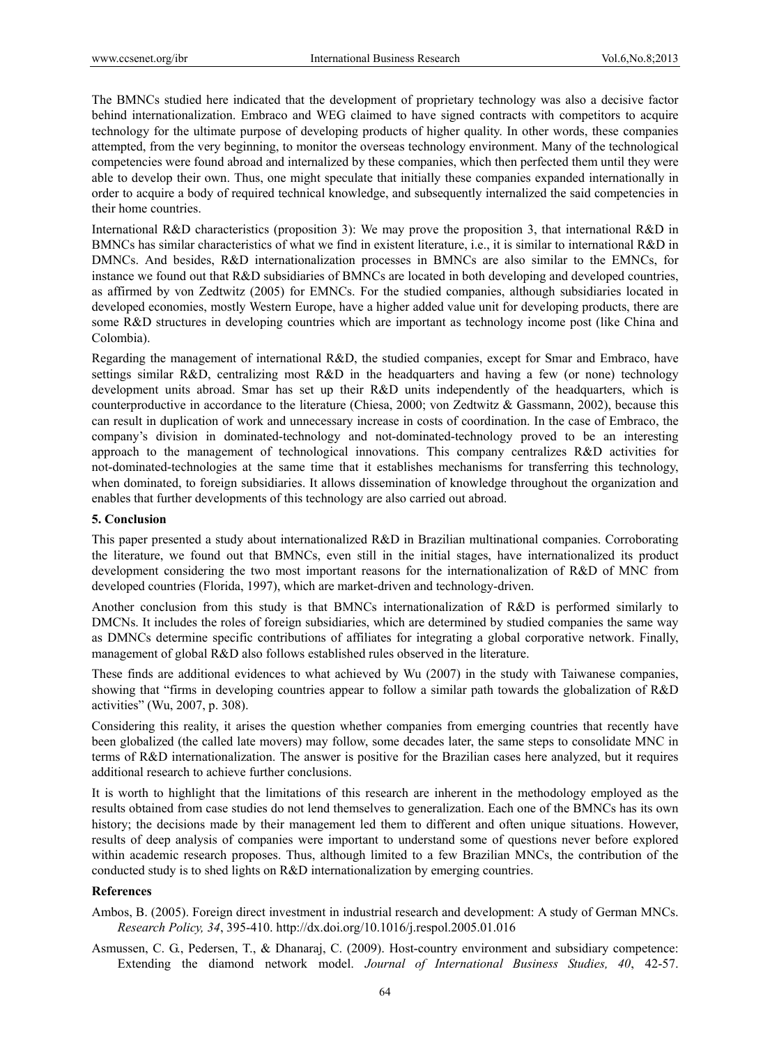The BMNCs studied here indicated that the development of proprietary technology was also a decisive factor behind internationalization. Embraco and WEG claimed to have signed contracts with competitors to acquire technology for the ultimate purpose of developing products of higher quality. In other words, these companies attempted, from the very beginning, to monitor the overseas technology environment. Many of the technological competencies were found abroad and internalized by these companies, which then perfected them until they were able to develop their own. Thus, one might speculate that initially these companies expanded internationally in order to acquire a body of required technical knowledge, and subsequently internalized the said competencies in their home countries.

International R&D characteristics (proposition 3): We may prove the proposition 3, that international R&D in BMNCs has similar characteristics of what we find in existent literature, i.e., it is similar to international R&D in DMNCs. And besides, R&D internationalization processes in BMNCs are also similar to the EMNCs, for instance we found out that R&D subsidiaries of BMNCs are located in both developing and developed countries, as affirmed by von Zedtwitz (2005) for EMNCs. For the studied companies, although subsidiaries located in developed economies, mostly Western Europe, have a higher added value unit for developing products, there are some R&D structures in developing countries which are important as technology income post (like China and Colombia).

Regarding the management of international R&D, the studied companies, except for Smar and Embraco, have settings similar R&D, centralizing most R&D in the headquarters and having a few (or none) technology development units abroad. Smar has set up their R&D units independently of the headquarters, which is counterproductive in accordance to the literature (Chiesa, 2000; von Zedtwitz & Gassmann, 2002), because this can result in duplication of work and unnecessary increase in costs of coordination. In the case of Embraco, the company's division in dominated-technology and not-dominated-technology proved to be an interesting approach to the management of technological innovations. This company centralizes R&D activities for not-dominated-technologies at the same time that it establishes mechanisms for transferring this technology, when dominated, to foreign subsidiaries. It allows dissemination of knowledge throughout the organization and enables that further developments of this technology are also carried out abroad.

## 5. Conclusion

This paper presented a study about internationalized R&D in Brazilian multinational companies. Corroborating the literature, we found out that BMNCs, even still in the initial stages, have internationalized its product development considering the two most important reasons for the internationalization of R&D of MNC from developed countries (Florida, 1997), which are market-driven and technology-driven.

Another conclusion from this study is that BMNCs internationalization of R&D is performed similarly to DMCNs. It includes the roles of foreign subsidiaries, which are determined by studied companies the same way as DMNCs determine specific contributions of affiliates for integrating a global corporative network. Finally, management of global R&D also follows established rules observed in the literature.

These finds are additional evidences to what achieved by Wu (2007) in the study with Taiwanese companies, showing that "firms in developing countries appear to follow a similar path towards the globalization of R&D activities" (Wu, 2007, p. 308).

Considering this reality, it arises the question whether companies from emerging countries that recently have been globalized (the called late movers) may follow, some decades later, the same steps to consolidate MNC in terms of R&D internationalization. The answer is positive for the Brazilian cases here analyzed, but it requires additional research to achieve further conclusions.

It is worth to highlight that the limitations of this research are inherent in the methodology employed as the results obtained from case studies do not lend themselves to generalization. Each one of the BMNCs has its own history; the decisions made by their management led them to different and often unique situations. However, results of deep analysis of companies were important to understand some of questions never before explored within academic research proposes. Thus, although limited to a few Brazilian MNCs, the contribution of the conducted study is to shed lights on R&D internationalization by emerging countries.

## References

Ambos, B. (2005). Foreign direct investment in industrial research and development: A study of German MNCs. *Research Policy, 34*, 395-410. http://dx.doi.org/10.1016/j.respol.2005.01.016

Asmussen, C. G., Pedersen, T., & Dhanaraj, C. (2009). Host-country environment and subsidiary competence: Extending the diamond network model. *Journal of International Business Studies, 40*, 42-57.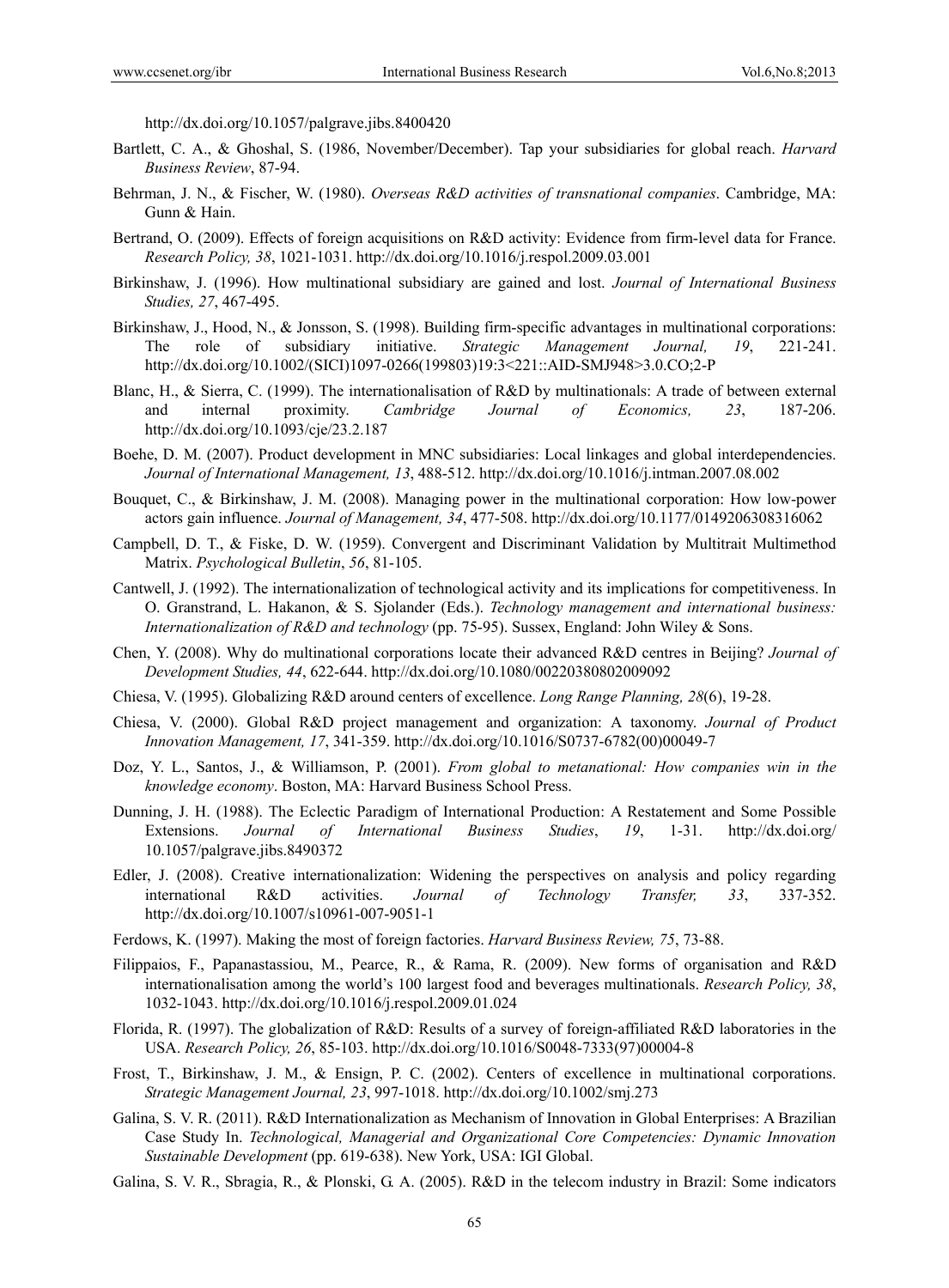http://dx.doi.org/10.1057/palgrave.jibs.8400420

Bartlett, C. A., & Ghoshal, S. (1986, November/December). Tap your subsidiaries for global reach. *Harvard Business Review*, 87-94.

Behrman, J. N., & Fischer, W. (1980). *Overseas R&D activities of transnational companies*. Cambridge, MA: Gunn & Hain.

Bertrand, O. (2009). Effects of foreign acquisitions on R&D activity: Evidence from firm-level data for France. *Research Policy, 38*, 1021-1031. http://dx.doi.org/10.1016/j.respol.2009.03.001

Birkinshaw, J. (1996). How multinational subsidiary are gained and lost. *Journal of International Business Studies, 27*, 467-495.

Birkinshaw, J., Hood, N., & Jonsson, S. (1998). Building firm-specific advantages in multinational corporations: The role of subsidiary initiative. *Strategic Management Journal, 19*, 221-241. http://dx.doi.org/10.1002/(SICI)1097-0266(199803)19:3<221::AID-SMJ948>3.0.CO;2-P

Blanc, H., & Sierra, C. (1999). The internationalisation of R&D by multinationals: A trade of between external and internal proximity. *Cambridge Journal of Economics, 23*, 187-206. http://dx.doi.org/10.1093/cje/23.2.187

Boehe, D. M. (2007). Product development in MNC subsidiaries: Local linkages and global interdependencies. *Journal of International Management, 13*, 488-512. http://dx.doi.org/10.1016/j.intman.2007.08.002

Bouquet, C., & Birkinshaw, J. M. (2008). Managing power in the multinational corporation: How low-power actors gain influence. *Journal of Management, 34*, 477-508. http://dx.doi.org/10.1177/0149206308316062

Campbell, D. T., & Fiske, D. W. (1959). Convergent and Discriminant Validation by Multitrait Multimethod Matrix. *Psychological Bulletin*, *56*, 81-105.

Cantwell, J. (1992). The internationalization of technological activity and its implications for competitiveness. In O. Granstrand, L. Hakanon, & S. Sjolander (Eds.). *Technology management and international business: Internationalization of R&D and technology* (pp. 75-95). Sussex, England: John Wiley & Sons.

Chen, Y. (2008). Why do multinational corporations locate their advanced R&D centres in Beijing? *Journal of Development Studies, 44*, 622-644. http://dx.doi.org/10.1080/00220380802009092

Chiesa, V. (1995). Globalizing R&D around centers of excellence. *Long Range Planning, 28*(6), 19-28.

Chiesa, V. (2000). Global R&D project management and organization: A taxonomy. *Journal of Product Innovation Management, 17*, 341-359. http://dx.doi.org/10.1016/S0737-6782(00)00049-7

Doz, Y. L., Santos, J., & Williamson, P. (2001). *From global to metanational: How companies win in the knowledge economy*. Boston, MA: Harvard Business School Press.

Dunning, J. H. (1988). The Eclectic Paradigm of International Production: A Restatement and Some Possible Extensions. *Journal of International Business Studies*, *19*, 1-31. http://dx.doi.org/10.1057/palgrave.jibs.8490372

Edler, J. (2008). Creative internationalization: Widening the perspectives on analysis and policy regarding international R&D activities. *Journal of Technology Transfer, 33*, 337-352. http://dx.doi.org/10.1007/s10961-007-9051-1

Ferdows, K. (1997). Making the most of foreign factories. *Harvard Business Review, 75*, 73-88.

Filippaios, F., Papanastassiou, M., Pearce, R., & Rama, R. (2009). New forms of organisation and R&D internationalisation among the world's 100 largest food and beverages multinationals. *Research Policy, 38*, 1032-1043. http://dx.doi.org/10.1016/j.respol.2009.01.024

Florida, R. (1997). The globalization of R&D: Results of a survey of foreign-affiliated R&D laboratories in the USA. *Research Policy, 26*, 85-103. http://dx.doi.org/10.1016/S0048-7333(97)00004-8

Frost, T., Birkinshaw, J. M., & Ensign, P. C. (2002). Centers of excellence in multinational corporations. *Strategic Management Journal, 23*, 997-1018. http://dx.doi.org/10.1002/smj.273

Galina, S. V. R. (2011). R&D Internationalization as Mechanism of Innovation in Global Enterprises: A Brazilian Case Study In. *Technological, Managerial and Organizational Core Competencies: Dynamic Innovation Sustainable Development* (pp. 619-638). New York, USA: IGI Global.

Galina, S. V. R., Sbragia, R., & Plonski, G. A. (2005). R&D in the telecom industry in Brazil: Some indicators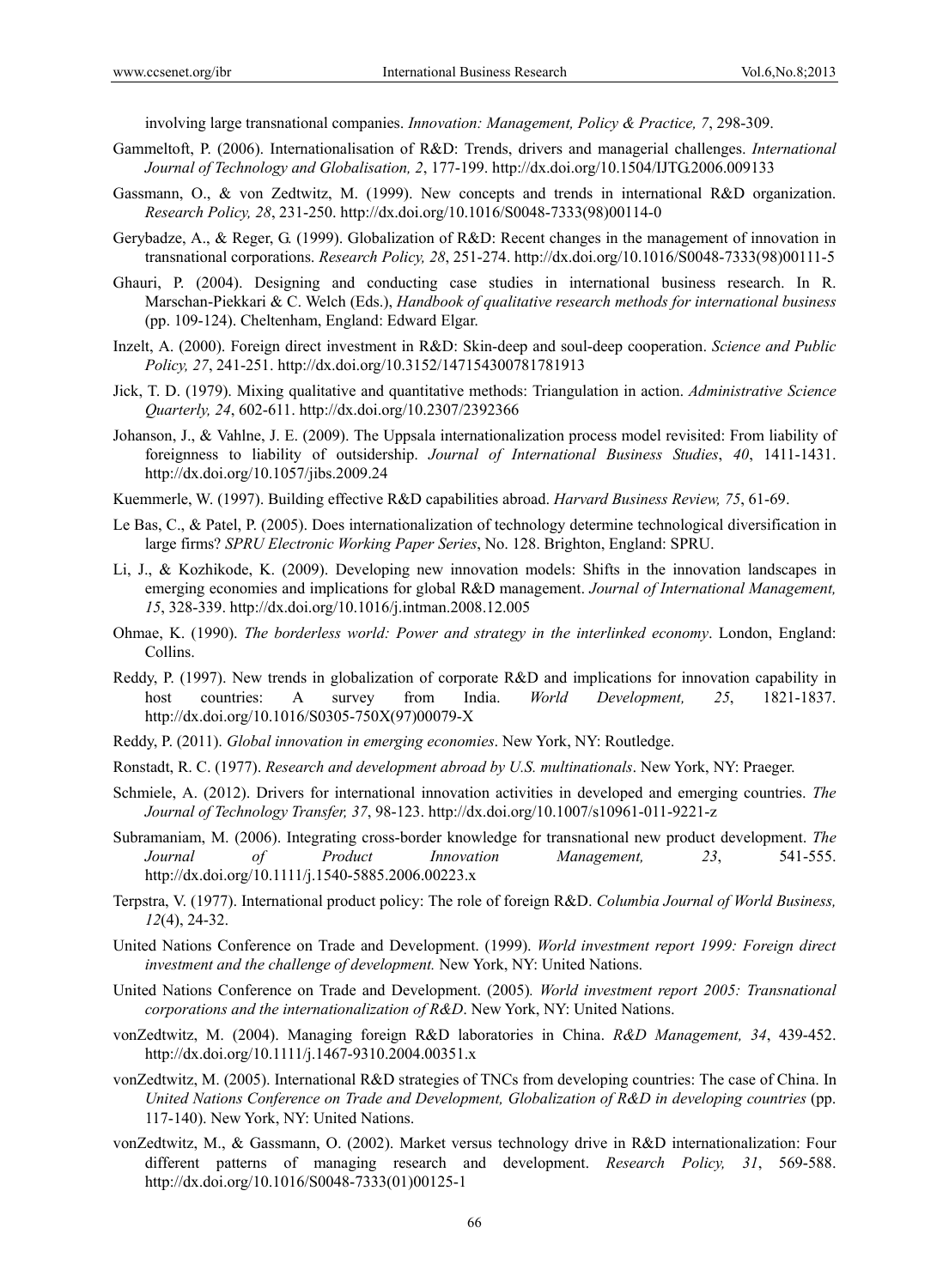involving large transnational companies. *Innovation: Management, Policy & Practice, 7*, 298-309.

Gammeltoft, P. (2006). Internationalisation of R&D: Trends, drivers and managerial challenges. *International Journal of Technology and Globalisation, 2*, 177-199. http://dx.doi.org/10.1504/IJTG.2006.009133

Gassmann, O., & von Zedtwitz, M. (1999). New concepts and trends in international R&D organization. *Research Policy, 28*, 231-250. http://dx.doi.org/10.1016/S0048-7333(98)00114-0

Gerybadze, A., & Reger, G. (1999). Globalization of R&D: Recent changes in the management of innovation in transnational corporations. *Research Policy, 28*, 251-274. http://dx.doi.org/10.1016/S0048-7333(98)00111-5

Ghauri, P. (2004). Designing and conducting case studies in international business research. In R. Marschan-Piekkari & C. Welch (Eds.), *Handbook of qualitative research methods for international business* (pp. 109-124). Cheltenham, England: Edward Elgar.

Inzelt, A. (2000). Foreign direct investment in R&D: Skin-deep and soul-deep cooperation. *Science and Public Policy, 27*, 241-251. http://dx.doi.org/10.3152/147154300781781913

Jick, T. D. (1979). Mixing qualitative and quantitative methods: Triangulation in action. *Administrative Science Quarterly, 24*, 602-611. http://dx.doi.org/10.2307/2392366

Johanson, J., & Vahlne, J. E. (2009). The Uppsala internationalization process model revisited: From liability of foreignness to liability of outsidership. *Journal of International Business Studies*, *40*, 1411-1431. http://dx.doi.org/10.1057/jibs.2009.24

Kuemmerle, W. (1997). Building effective R&D capabilities abroad. *Harvard Business Review, 75*, 61-69.

Le Bas, C., & Patel, P. (2005). Does internationalization of technology determine technological diversification in large firms? *SPRU Electronic Working Paper Series*, No. 128. Brighton, England: SPRU.

Li, J., & Kozhikode, K. (2009). Developing new innovation models: Shifts in the innovation landscapes in emerging economies and implications for global R&D management. *Journal of International Management, 15*, 328-339. http://dx.doi.org/10.1016/j.intman.2008.12.005

Ohmae, K. (1990). *The borderless world: Power and strategy in the interlinked economy*. London, England: Collins.

Reddy, P. (1997). New trends in globalization of corporate R&D and implications for innovation capability in host countries: A survey from India. *World Development, 25*, 1821-1837. http://dx.doi.org/10.1016/S0305-750X(97)00079-X

Reddy, P. (2011). *Global innovation in emerging economies*. New York, NY: Routledge.

Ronstadt, R. C. (1977). *Research and development abroad by U.S. multinationals*. New York, NY: Praeger.

Schmiele, A. (2012). Drivers for international innovation activities in developed and emerging countries. *The Journal of Technology Transfer, 37*, 98-123. http://dx.doi.org/10.1007/s10961-011-9221-z

Subramaniam, M. (2006). Integrating cross-border knowledge for transnational new product development. *The Journal of Product Innovation Management, 23*, 541-555. http://dx.doi.org/10.1111/j.1540-5885.2006.00223.x

Terpstra, V. (1977). International product policy: The role of foreign R&D. *Columbia Journal of World Business, 12*(4), 24-32.

United Nations Conference on Trade and Development. (1999). *World investment report 1999: Foreign direct investment and the challenge of development.* New York, NY: United Nations.

United Nations Conference on Trade and Development. (2005). *World investment report 2005: Transnational corporations and the internationalization of R&D*. New York, NY: United Nations.

vonZedtwitz, M. (2004). Managing foreign R&D laboratories in China. *R&D Management, 34*, 439-452. http://dx.doi.org/10.1111/j.1467-9310.2004.00351.x

vonZedtwitz, M. (2005). International R&D strategies of TNCs from developing countries: The case of China. In *United Nations Conference on Trade and Development, Globalization of R&D in developing countries* (pp. 117-140). New York, NY: United Nations.

vonZedtwitz, M., & Gassmann, O. (2002). Market versus technology drive in R&D internationalization: Four different patterns of managing research and development. *Research Policy, 31*, 569-588. http://dx.doi.org/10.1016/S0048-7333(01)00125-1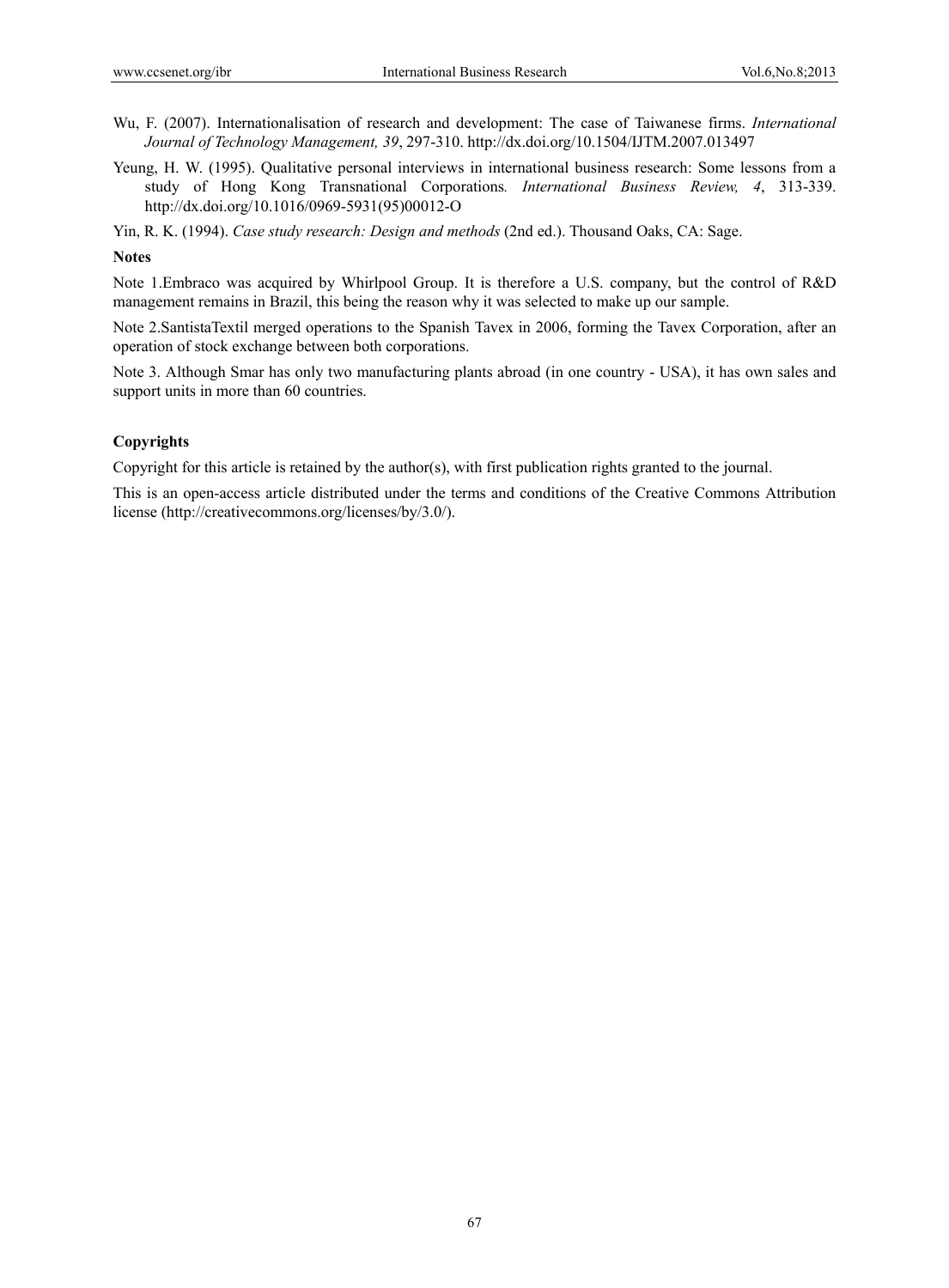Wu, F. (2007). Internationalisation of research and development: The case of Taiwanese firms. *International Journal of Technology Management, 39*, 297-310. http://dx.doi.org/10.1504/IJTM.2007.013497

Yeung, H. W. (1995). Qualitative personal interviews in international business research: Some lessons from a study of Hong Kong Transnational Corporations*. International Business Review, 4*, 313-339. http://dx.doi.org/10.1016/0969-5931(95)00012-O

Yin, R. K. (1994). *Case study research: Design and methods* (2nd ed.). Thousand Oaks, CA: Sage.

**Notes**

Note 1.Embraco was acquired by Whirlpool Group. It is therefore a U.S. company, but the control of R&D management remains in Brazil, this being the reason why it was selected to make up our sample.

Note 2.SantistaTextil merged operations to the Spanish Tavex in 2006, forming the Tavex Corporation, after an operation of stock exchange between both corporations.

Note 3. Although Smar has only two manufacturing plants abroad (in one country - USA), it has own sales and support units in more than 60 countries.

**Copyrights**

Copyright for this article is retained by the author(s), with first publication rights granted to the journal.

This is an open-access article distributed under the terms and conditions of the Creative Commons Attribution license (http://creativecommons.org/licenses/by/3.0/).